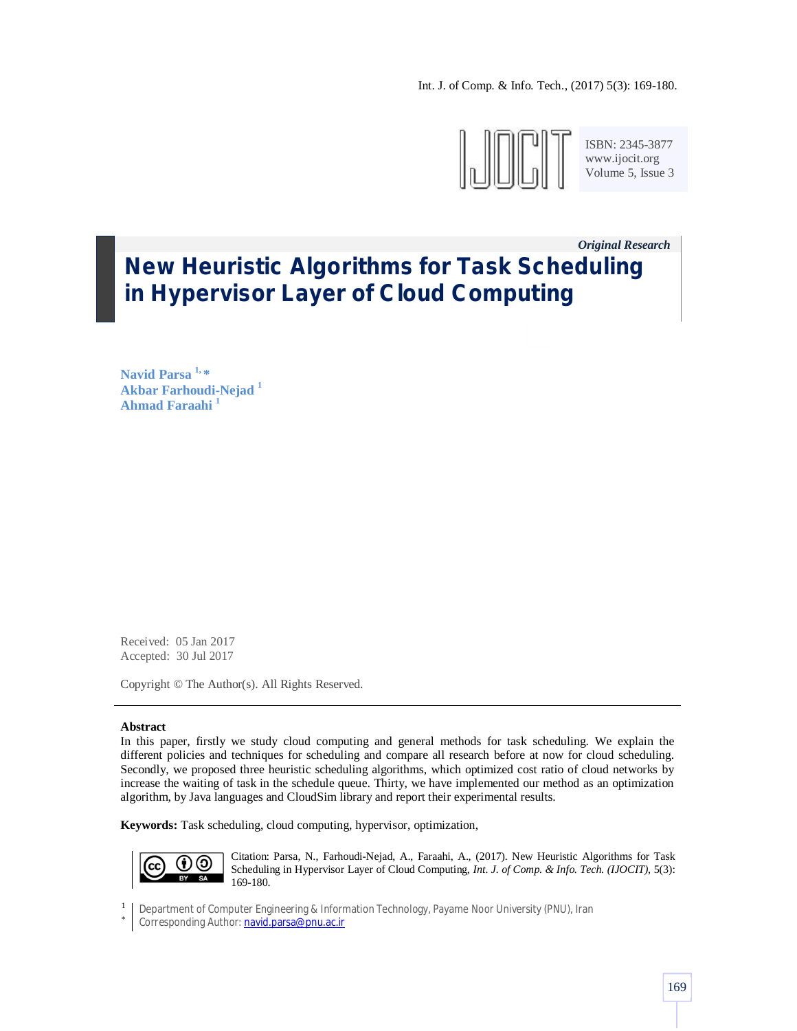*Original Research*

# New Heuristic Algorithms for Task Scheduling in Hypervisor Layer of Cloud Computing

**Navid Parsa** [1,*]
**Akbar Farhoudi-Nejad** [1]
**Ahmad Faraahi** [1]

Received: 05 Jan 2017
Accepted: 30 Jul 2017

Copyright © The Author(s). All Rights Reserved.

---

**Abstract**

In this paper, firstly we study cloud computing and general methods for task scheduling. We explain the different policies and techniques for scheduling and compare all research before at now for cloud scheduling. Secondly, we proposed three heuristic scheduling algorithms, which optimized cost ratio of cloud networks by increase the waiting of task in the schedule queue. Thirty, we have implemented our method as an optimization algorithm, by Java languages and CloudSim library and report their experimental results.

**Keywords:** Task scheduling, cloud computing, hypervisor, optimization,

Citation: Parsa, N., Farhoudi-Nejad, A., Faraahi, A., (2017). New Heuristic Algorithms for Task Scheduling in Hypervisor Layer of Cloud Computing, *Int. J. of Comp. & Info. Tech. (IJOCIT)*, 5(3): 169-180.

[1] Department of Computer Engineering & Information Technology, Payame Noor University (PNU), Iran
[*] Corresponding Author: navid.parsa@pnu.ac.ir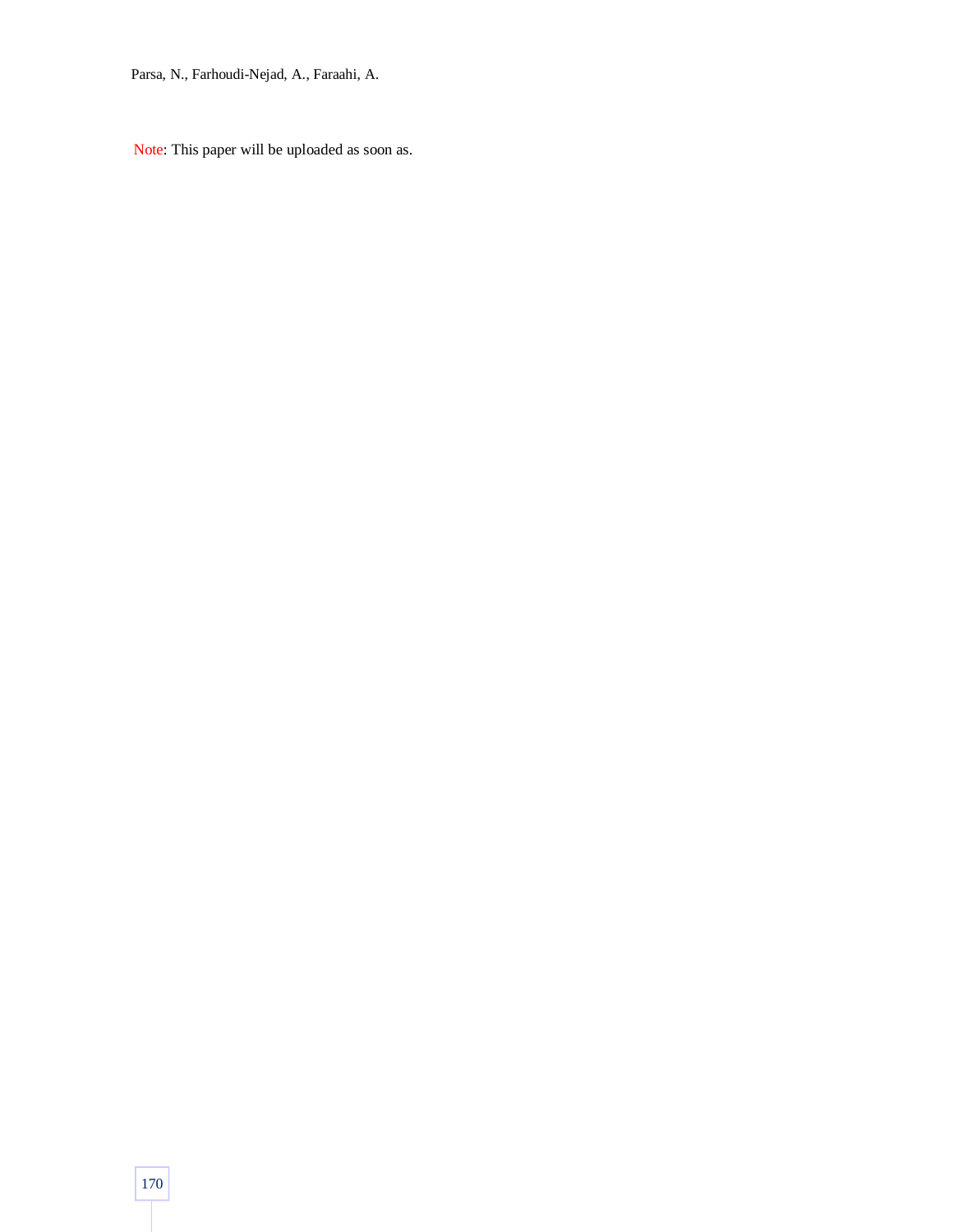Note: This paper will be uploaded as soon as.